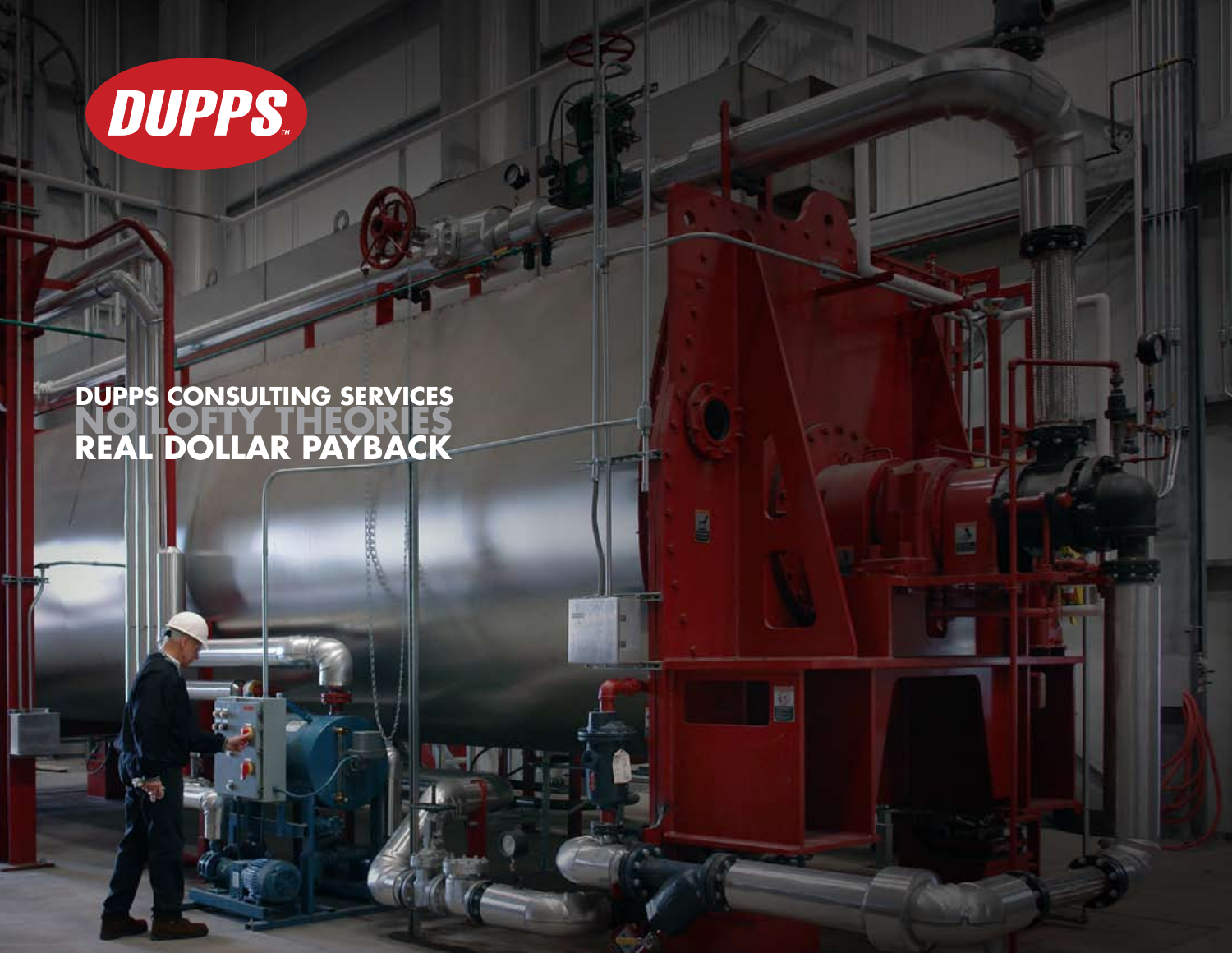DUPPS™

# DUPPS CONSULTING SERVICES
# NO LOFTY THEORIES
# REAL DOLLAR PAYBACK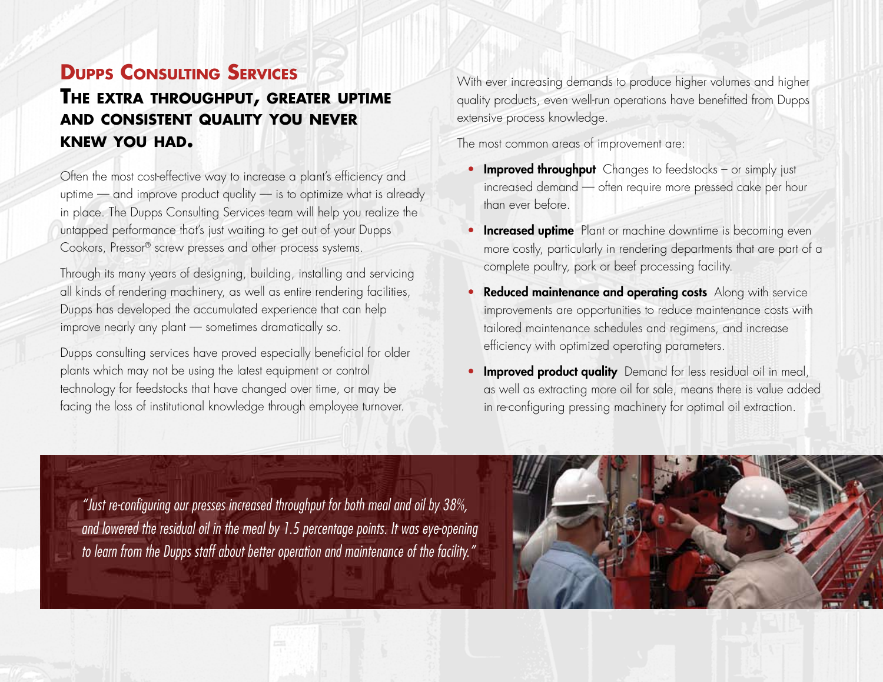## Dupps Consulting Services

### The extra throughput, greater uptime and consistent quality you never knew you had.

Often the most cost-effective way to increase a plant's efficiency and uptime — and improve product quality — is to optimize what is already in place. The Dupps Consulting Services team will help you realize the untapped performance that's just waiting to get out of your Dupps Cookors, Pressor® screw presses and other process systems.

Through its many years of designing, building, installing and servicing all kinds of rendering machinery, as well as entire rendering facilities, Dupps has developed the accumulated experience that can help improve nearly any plant — sometimes dramatically so.

Dupps consulting services have proved especially beneficial for older plants which may not be using the latest equipment or control technology for feedstocks that have changed over time, or may be facing the loss of institutional knowledge through employee turnover.

With ever increasing demands to produce higher volumes and higher quality products, even well-run operations have benefitted from Dupps extensive process knowledge.

The most common areas of improvement are:

- **Improved throughput** Changes to feedstocks – or simply just increased demand — often require more pressed cake per hour than ever before.
- **Increased uptime** Plant or machine downtime is becoming even more costly, particularly in rendering departments that are part of a complete poultry, pork or beef processing facility.
- **Reduced maintenance and operating costs** Along with service improvements are opportunities to reduce maintenance costs with tailored maintenance schedules and regimens, and increase efficiency with optimized operating parameters.
- **Improved product quality** Demand for less residual oil in meal, as well as extracting more oil for sale, means there is value added in re-configuring pressing machinery for optimal oil extraction.

*"Just re-configuring our presses increased throughput for both meal and oil by 38%, and lowered the residual oil in the meal by 1.5 percentage points. It was eye-opening to learn from the Dupps staff about better operation and maintenance of the facility."*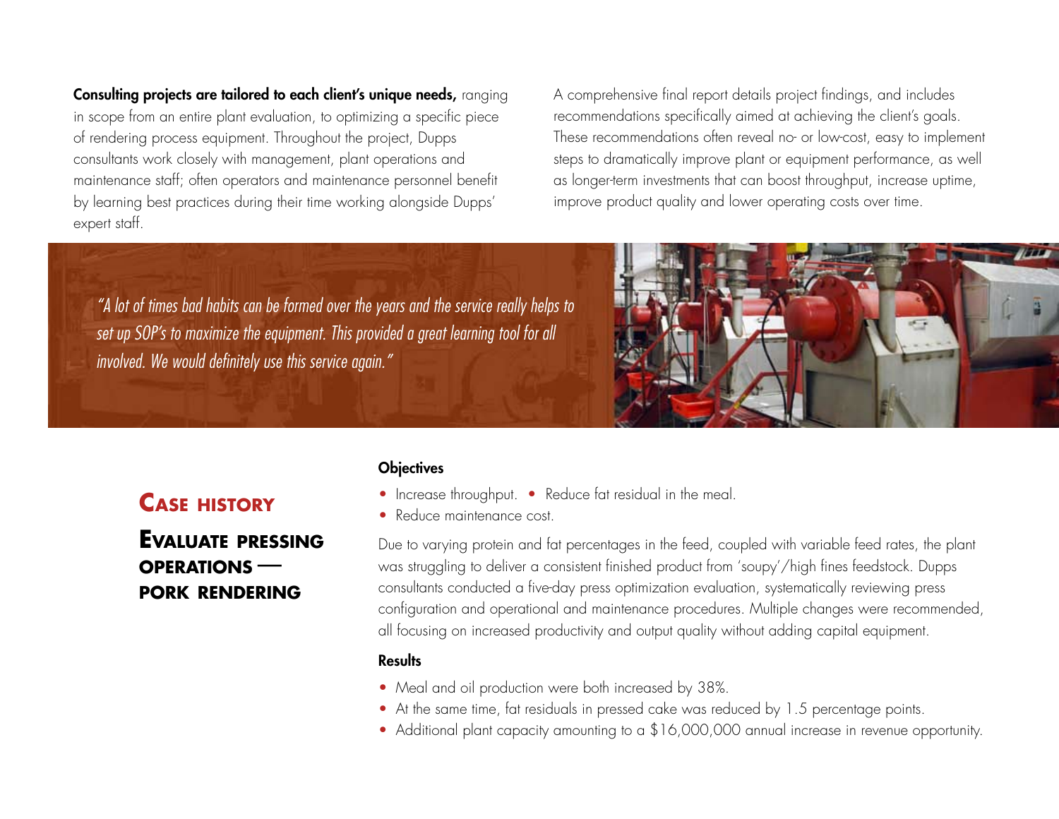**Consulting projects are tailored to each client's unique needs,** ranging in scope from an entire plant evaluation, to optimizing a specific piece of rendering process equipment. Throughout the project, Dupps consultants work closely with management, plant operations and maintenance staff; often operators and maintenance personnel benefit by learning best practices during their time working alongside Dupps' expert staff.

A comprehensive final report details project findings, and includes recommendations specifically aimed at achieving the client's goals. These recommendations often reveal no- or low-cost, easy to implement steps to dramatically improve plant or equipment performance, as well as longer-term investments that can boost throughput, increase uptime, improve product quality and lower operating costs over time.

*"A lot of times bad habits can be formed over the years and the service really helps to set up SOP's to maximize the equipment. This provided a great learning tool for all involved. We would definitely use this service again."*

## Case history

## Evaluate pressing operations — pork rendering

### Objectives

- Increase throughput.
- Reduce fat residual in the meal.
- Reduce maintenance cost.

Due to varying protein and fat percentages in the feed, coupled with variable feed rates, the plant was struggling to deliver a consistent finished product from 'soupy'/high fines feedstock. Dupps consultants conducted a five-day press optimization evaluation, systematically reviewing press configuration and operational and maintenance procedures. Multiple changes were recommended, all focusing on increased productivity and output quality without adding capital equipment.

### Results

- Meal and oil production were both increased by 38%.
- At the same time, fat residuals in pressed cake was reduced by 1.5 percentage points.
- Additional plant capacity amounting to a $16,000,000 annual increase in revenue opportunity.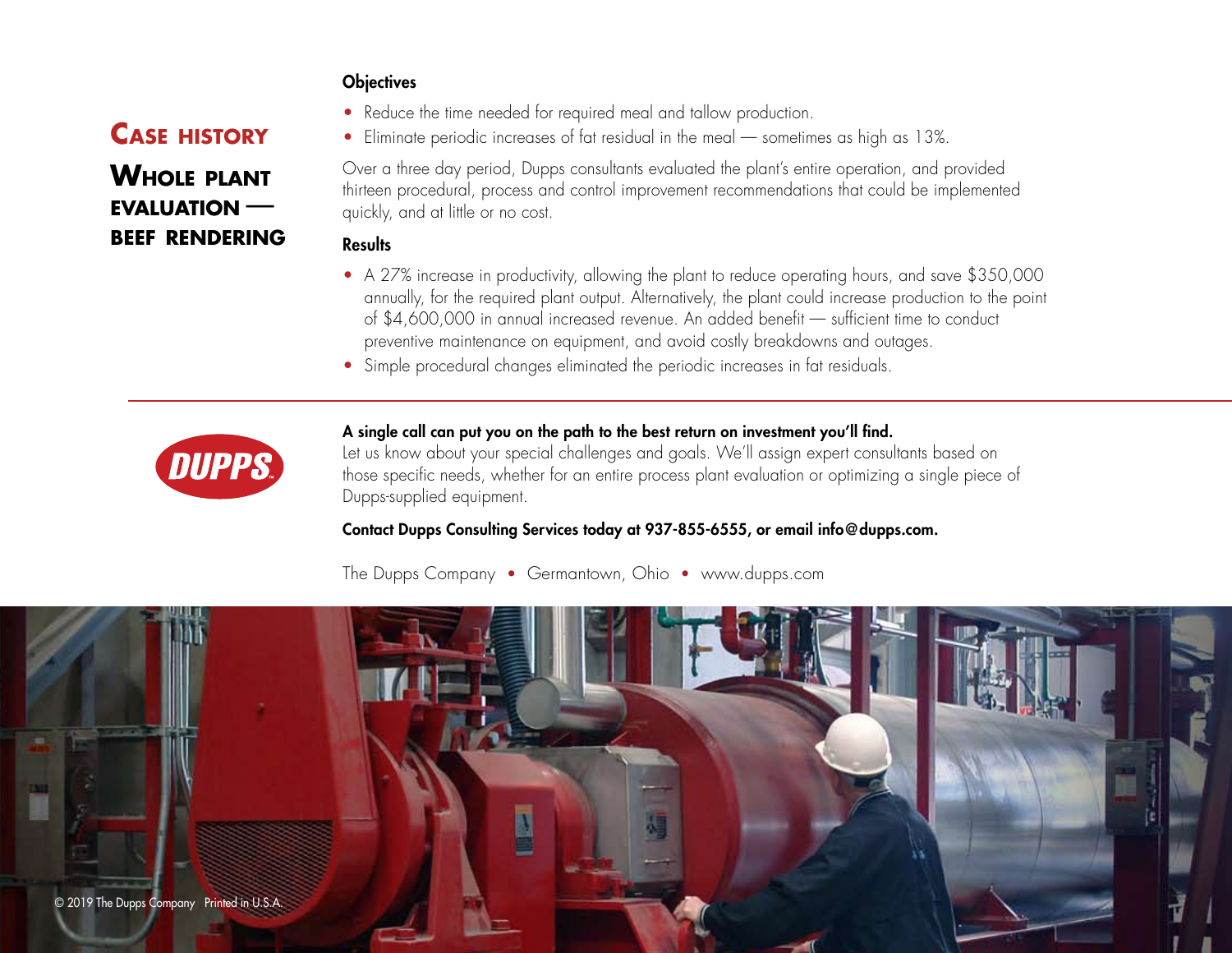## Case History

## Whole Plant Evaluation — Beef Rendering

### Objectives

- Reduce the time needed for required meal and tallow production.
- Eliminate periodic increases of fat residual in the meal — sometimes as high as 13%.

Over a three day period, Dupps consultants evaluated the plant's entire operation, and provided thirteen procedural, process and control improvement recommendations that could be implemented quickly, and at little or no cost.

### Results

- A 27% increase in productivity, allowing the plant to reduce operating hours, and save $350,000 annually, for the required plant output. Alternatively, the plant could increase production to the point of $4,600,000 in annual increased revenue. An added benefit — sufficient time to conduct preventive maintenance on equipment, and avoid costly breakdowns and outages.
- Simple procedural changes eliminated the periodic increases in fat residuals.

DUPPS

**A single call can put you on the path to the best return on investment you'll find.**
Let us know about your special challenges and goals. We'll assign expert consultants based on those specific needs, whether for an entire process plant evaluation or optimizing a single piece of Dupps-supplied equipment.

**Contact Dupps Consulting Services today at 937-855-6555, or email info@dupps.com.**

The Dupps Company • Germantown, Ohio • www.dupps.com

© 2019 The Dupps Company Printed in U.S.A.